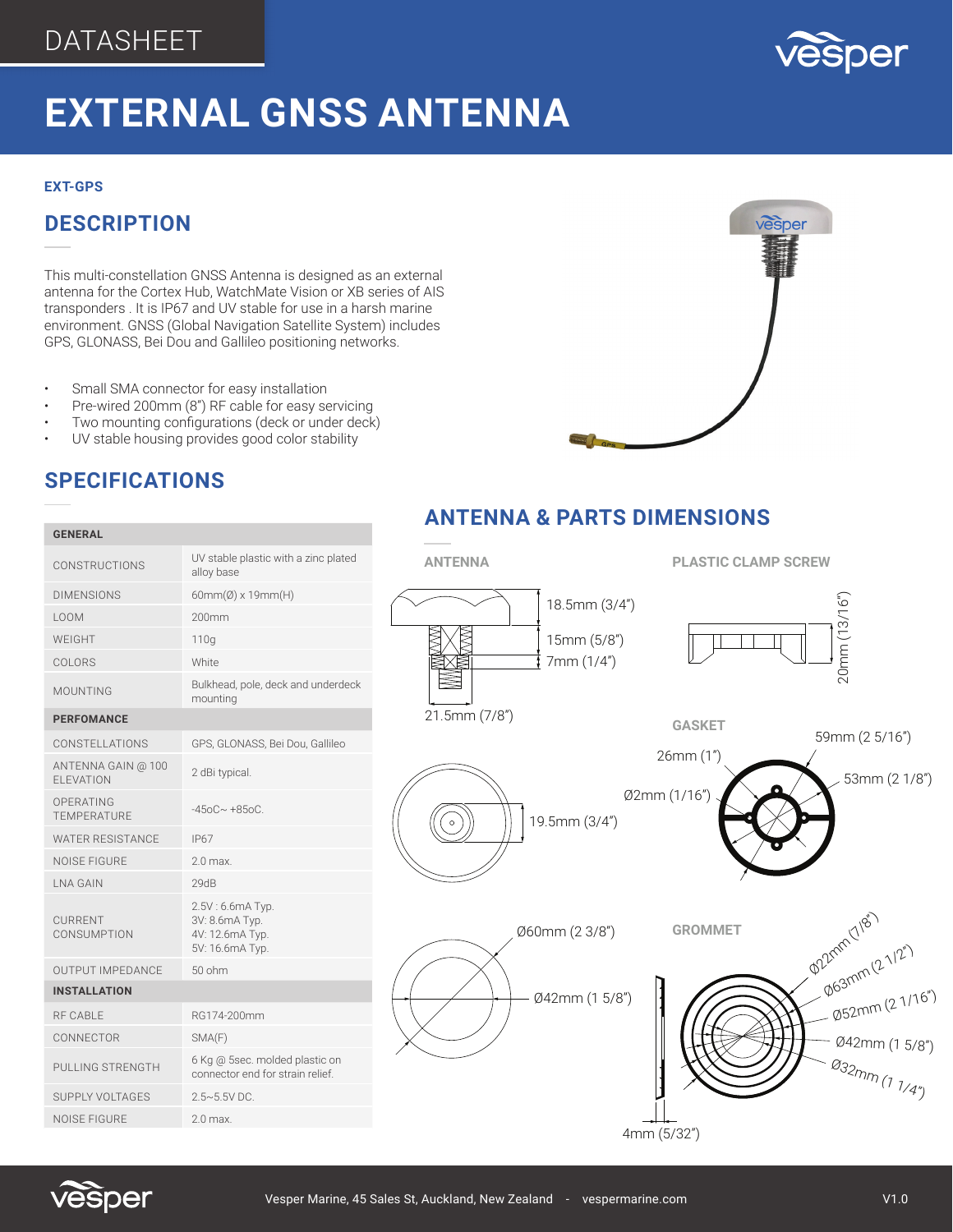DATASHEET

# EXTERNAL GNSS ANTENNA

**EXT-GPS**

## DESCRIPTION

This multi-constellation GNSS Antenna is designed as an external antenna for the Cortex Hub, WatchMate Vision or XB series of AIS transponders . It is IP67 and UV stable for use in a harsh marine environment. GNSS (Global Navigation Satellite System) includes GPS, GLONASS, Bei Dou and Gallileo positioning networks.

- Small SMA connector for easy installation
- Pre-wired 200mm (8") RF cable for easy servicing
- Two mounting configurations (deck or under deck)
- UV stable housing provides good color stability

## SPECIFICATIONS

| GENERAL | |
|---|---|
| CONSTRUCTIONS | UV stable plastic with a zinc plated alloy base |
| DIMENSIONS | 60mm(Ø) x 19mm(H) |
| LOOM | 200mm |
| WEIGHT | 110g |
| COLORS | White |
| MOUNTING | Bulkhead, pole, deck and underdeck mounting |
| **PERFOMANCE** | |
| CONSTELLATIONS | GPS, GLONASS, Bei Dou, Gallileo |
| ANTENNA GAIN @ 100 ELEVATION | 2 dBi typical. |
| OPERATING TEMPERATURE | -45oC~ +85oC. |
| WATER RESISTANCE | IP67 |
| NOISE FIGURE | 2.0 max. |
| LNA GAIN | 29dB |
| CURRENT CONSUMPTION | 2.5V : 6.6mA Typ.<br>3V: 8.6mA Typ.<br>4V: 12.6mA Typ.<br>5V: 16.6mA Typ. |
| OUTPUT IMPEDANCE | 50 ohm |
| **INSTALLATION** | |
| RF CABLE | RG174-200mm |
| CONNECTOR | SMA(F) |
| PULLING STRENGTH | 6 Kg @ 5sec. molded plastic on connector end for strain relief. |
| SUPPLY VOLTAGES | 2.5~5.5V DC. |
| NOISE FIGURE | 2.0 max. |

## ANTENNA & PARTS DIMENSIONS

**ANTENNA**

18.5mm (3/4")
15mm (5/8")
7mm (1/4")
21.5mm (7/8")
19.5mm (3/4")
Ø60mm (2 3/8")
Ø42mm (1 5/8")

**PLASTIC CLAMP SCREW**

20mm (13/16")

**GASKET**

59mm (2 5/16")
26mm (1")
53mm (2 1/8")
Ø2mm (1/16")

**GROMMET**

Ø22mm (7/8")
Ø63mm (2 1/2")
Ø52mm (2 1/16")
Ø42mm (1 5/8")
Ø32mm (1 1/4")
4mm (5/32")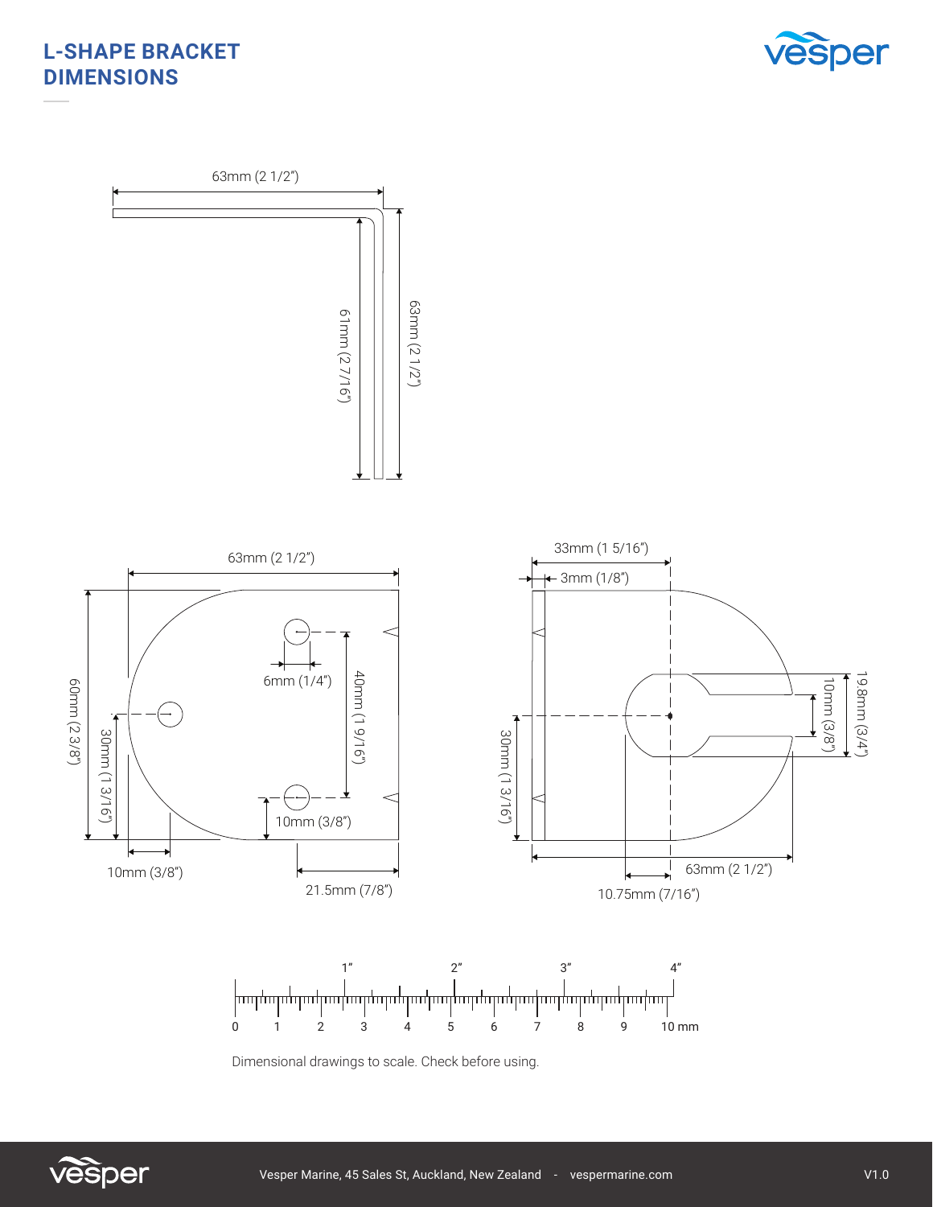# L-SHAPE BRACKET DIMENSIONS

63mm (2 1/2")

61mm (2 7/16")

63mm (2 1/2")

63mm (2 1/2")

60mm (2 3/8")

30mm (1 3/16")

6mm (1/4")

40mm (1 9/16")

10mm (3/8")

10mm (3/8")

21.5mm (7/8")

33mm (1 5/16")

3mm (1/8")

30mm (1 3/16")

10mm (3/8")

19.8mm (3/4")

63mm (2 1/2")

10.75mm (7/16")

1" 2" 3" 4"

0 1 2 3 4 5 6 7 8 9 10 mm

Dimensional drawings to scale. Check before using.

Vesper Marine, 45 Sales St, Auckland, New Zealand - vespermarine.com

V1.0